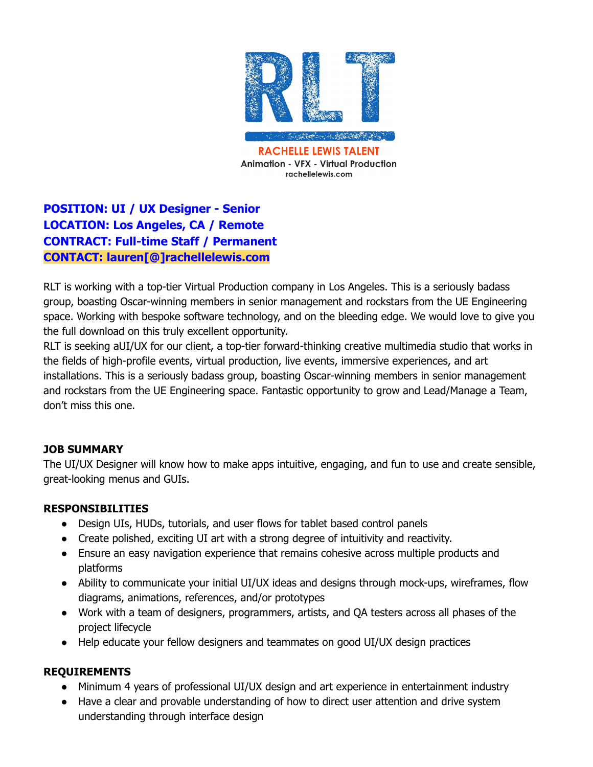RLT

RACHELLE LEWIS TALENT
Animation - VFX - Virtual Production
rachellelewis.com

**POSITION: UI / UX Designer - Senior**
**LOCATION: Los Angeles, CA / Remote**
**CONTRACT: Full-time Staff / Permanent**
**CONTACT: lauren[@]rachellelewis.com**

RLT is working with a top-tier Virtual Production company in Los Angeles. This is a seriously badass group, boasting Oscar-winning members in senior management and rockstars from the UE Engineering space. Working with bespoke software technology, and on the bleeding edge. We would love to give you the full download on this truly excellent opportunity.
RLT is seeking aUI/UX for our client, a top-tier forward-thinking creative multimedia studio that works in the fields of high-profile events, virtual production, live events, immersive experiences, and art installations. This is a seriously badass group, boasting Oscar-winning members in senior management and rockstars from the UE Engineering space. Fantastic opportunity to grow and Lead/Manage a Team, don't miss this one.

**JOB SUMMARY**
The UI/UX Designer will know how to make apps intuitive, engaging, and fun to use and create sensible, great-looking menus and GUIs.

**RESPONSIBILITIES**

- Design UIs, HUDs, tutorials, and user flows for tablet based control panels
- Create polished, exciting UI art with a strong degree of intuitivity and reactivity.
- Ensure an easy navigation experience that remains cohesive across multiple products and platforms
- Ability to communicate your initial UI/UX ideas and designs through mock-ups, wireframes, flow diagrams, animations, references, and/or prototypes
- Work with a team of designers, programmers, artists, and QA testers across all phases of the project lifecycle
- Help educate your fellow designers and teammates on good UI/UX design practices

**REQUIREMENTS**

- Minimum 4 years of professional UI/UX design and art experience in entertainment industry
- Have a clear and provable understanding of how to direct user attention and drive system understanding through interface design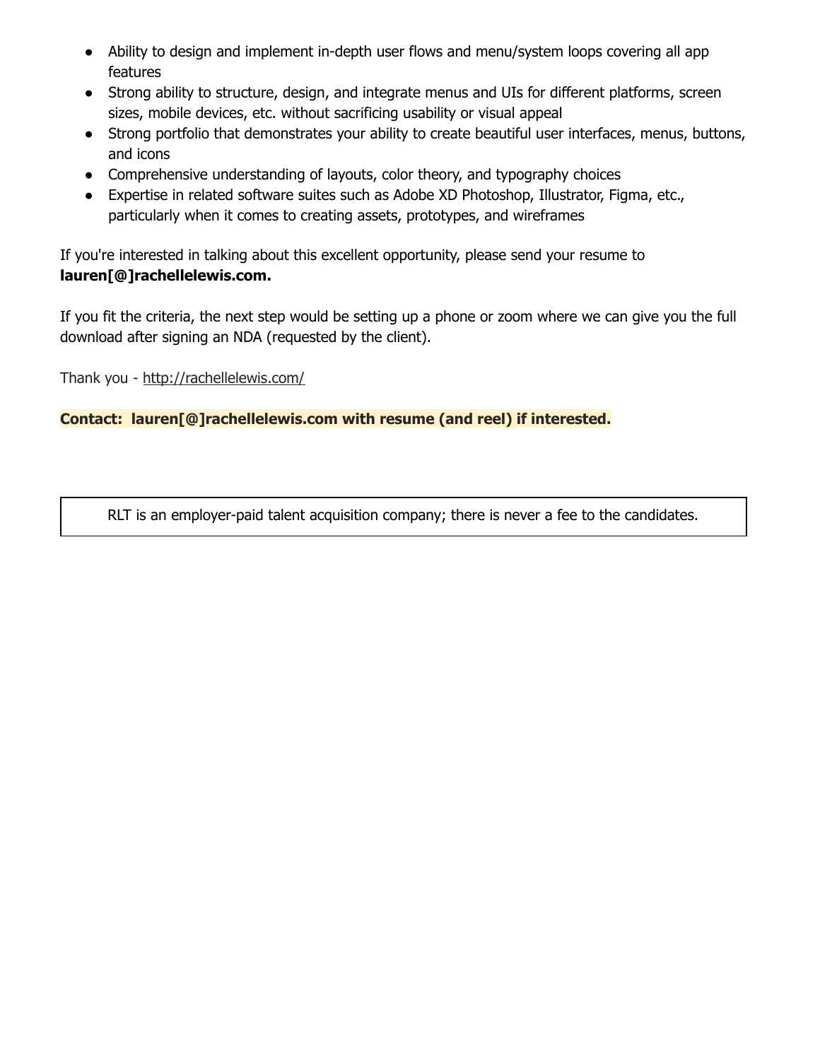- Ability to design and implement in-depth user flows and menu/system loops covering all app features
- Strong ability to structure, design, and integrate menus and UIs for different platforms, screen sizes, mobile devices, etc. without sacrificing usability or visual appeal
- Strong portfolio that demonstrates your ability to create beautiful user interfaces, menus, buttons, and icons
- Comprehensive understanding of layouts, color theory, and typography choices
- Expertise in related software suites such as Adobe XD Photoshop, Illustrator, Figma, etc., particularly when it comes to creating assets, prototypes, and wireframes

If you're interested in talking about this excellent opportunity, please send your resume to **lauren[@]rachellelewis.com.**

If you fit the criteria, the next step would be setting up a phone or zoom where we can give you the full download after signing an NDA (requested by the client).

Thank you - http://rachellelewis.com/

**Contact: lauren[@]rachellelewis.com with resume (and reel) if interested.**

RLT is an employer-paid talent acquisition company; there is never a fee to the candidates.